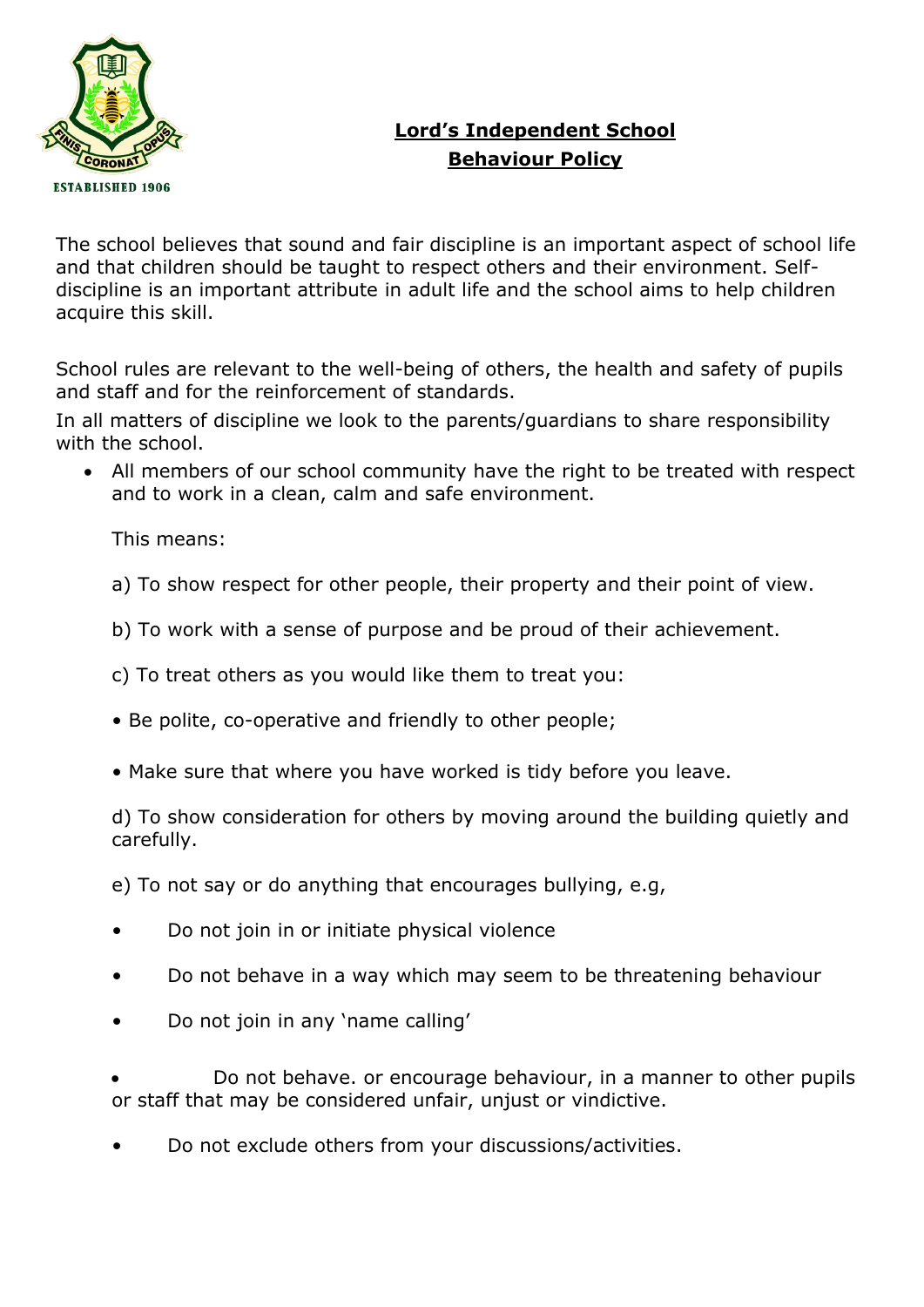# Lord's Independent School
## Behaviour Policy

The school believes that sound and fair discipline is an important aspect of school life and that children should be taught to respect others and their environment. Self-discipline is an important attribute in adult life and the school aims to help children acquire this skill.

School rules are relevant to the well-being of others, the health and safety of pupils and staff and for the reinforcement of standards.

In all matters of discipline we look to the parents/guardians to share responsibility with the school.

- All members of our school community have the right to be treated with respect and to work in a clean, calm and safe environment.

  This means:

  a) To show respect for other people, their property and their point of view.

  b) To work with a sense of purpose and be proud of their achievement.

  c) To treat others as you would like them to treat you:

  - Be polite, co-operative and friendly to other people;
  - Make sure that where you have worked is tidy before you leave.

  d) To show consideration for others by moving around the building quietly and carefully.

  e) To not say or do anything that encourages bullying, e.g,

  - Do not join in or initiate physical violence
  - Do not behave in a way which may seem to be threatening behaviour
  - Do not join in any 'name calling'
  - Do not behave. or encourage behaviour, in a manner to other pupils or staff that may be considered unfair, unjust or vindictive.
  - Do not exclude others from your discussions/activities.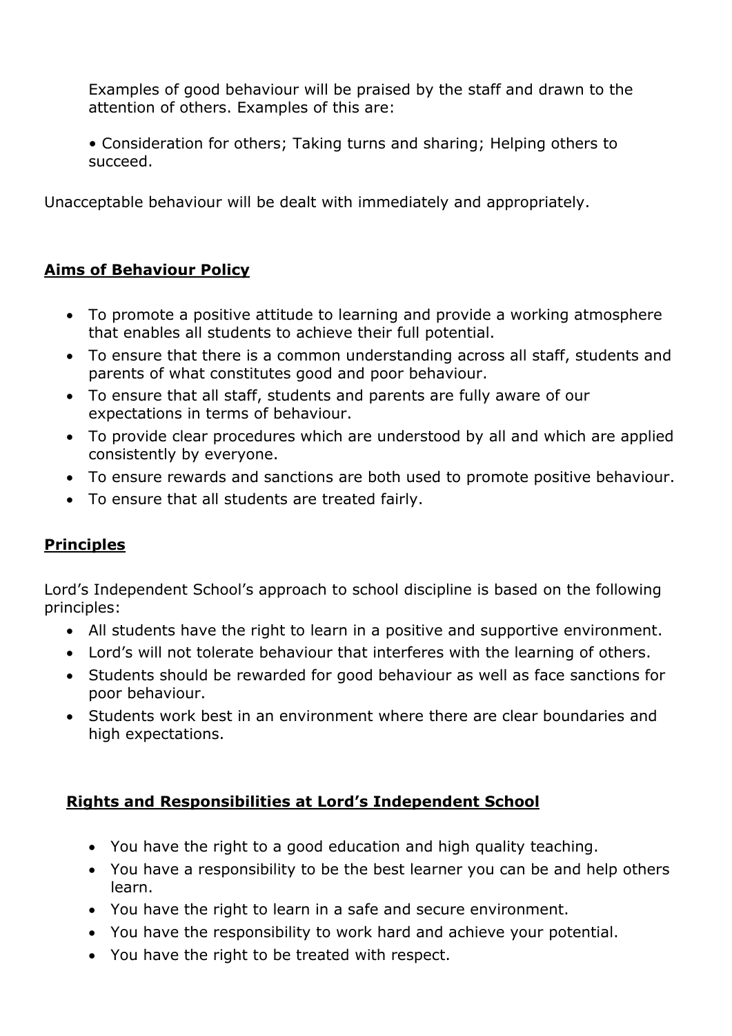Examples of good behaviour will be praised by the staff and drawn to the attention of others. Examples of this are:

• Consideration for others; Taking turns and sharing; Helping others to succeed.

Unacceptable behaviour will be dealt with immediately and appropriately.

## **Aims of Behaviour Policy**

- To promote a positive attitude to learning and provide a working atmosphere that enables all students to achieve their full potential.
- To ensure that there is a common understanding across all staff, students and parents of what constitutes good and poor behaviour.
- To ensure that all staff, students and parents are fully aware of our expectations in terms of behaviour.
- To provide clear procedures which are understood by all and which are applied consistently by everyone.
- To ensure rewards and sanctions are both used to promote positive behaviour.
- To ensure that all students are treated fairly.

## **Principles**

Lord's Independent School's approach to school discipline is based on the following principles:

- All students have the right to learn in a positive and supportive environment.
- Lord's will not tolerate behaviour that interferes with the learning of others.
- Students should be rewarded for good behaviour as well as face sanctions for poor behaviour.
- Students work best in an environment where there are clear boundaries and high expectations.

## **Rights and Responsibilities at Lord's Independent School**

- You have the right to a good education and high quality teaching.
- You have a responsibility to be the best learner you can be and help others learn.
- You have the right to learn in a safe and secure environment.
- You have the responsibility to work hard and achieve your potential.
- You have the right to be treated with respect.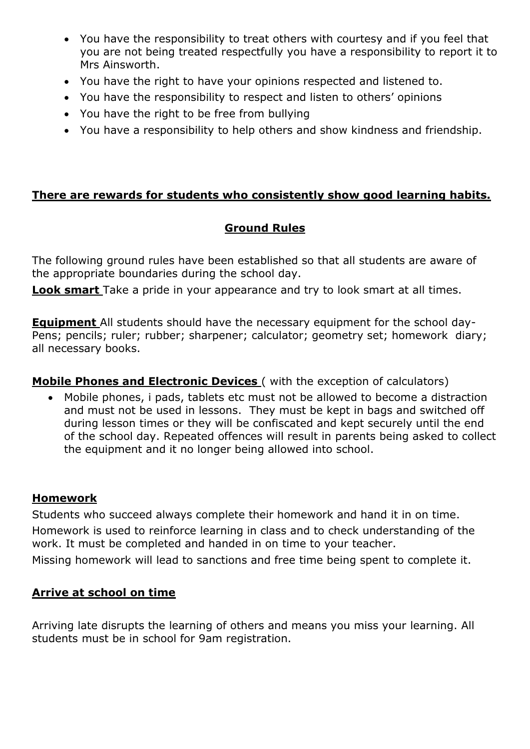- You have the responsibility to treat others with courtesy and if you feel that you are not being treated respectfully you have a responsibility to report it to Mrs Ainsworth.
- You have the right to have your opinions respected and listened to.
- You have the responsibility to respect and listen to others' opinions
- You have the right to be free from bullying
- You have a responsibility to help others and show kindness and friendship.

**There are rewards for students who consistently show good learning habits.**

## Ground Rules

The following ground rules have been established so that all students are aware of the appropriate boundaries during the school day.

**Look smart** Take a pride in your appearance and try to look smart at all times.

**Equipment** All students should have the necessary equipment for the school day- Pens; pencils; ruler; rubber; sharpener; calculator; geometry set; homework diary; all necessary books.

**Mobile Phones and Electronic Devices** ( with the exception of calculators)

- Mobile phones, i pads, tablets etc must not be allowed to become a distraction and must not be used in lessons. They must be kept in bags and switched off during lesson times or they will be confiscated and kept securely until the end of the school day. Repeated offences will result in parents being asked to collect the equipment and it no longer being allowed into school.

**Homework**

Students who succeed always complete their homework and hand it in on time.

Homework is used to reinforce learning in class and to check understanding of the work. It must be completed and handed in on time to your teacher.

Missing homework will lead to sanctions and free time being spent to complete it.

**Arrive at school on time**

Arriving late disrupts the learning of others and means you miss your learning. All students must be in school for 9am registration.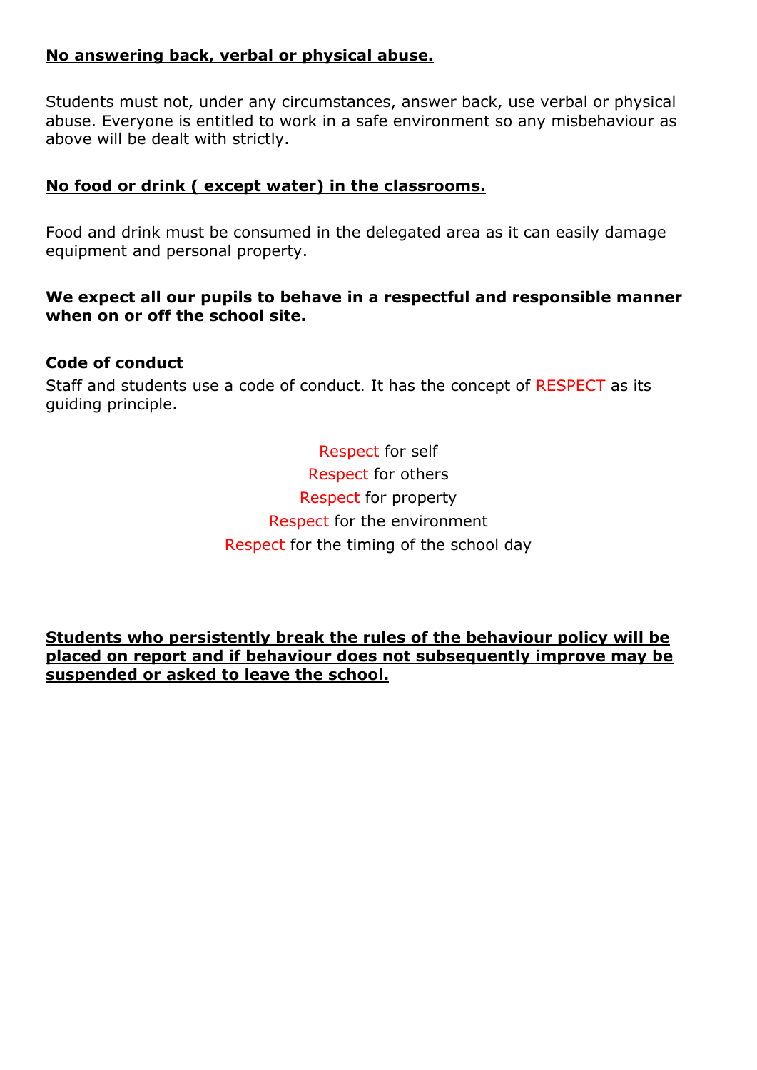**No answering back, verbal or physical abuse.**

Students must not, under any circumstances, answer back, use verbal or physical abuse. Everyone is entitled to work in a safe environment so any misbehaviour as above will be dealt with strictly.

**No food or drink ( except water) in the classrooms.**

Food and drink must be consumed in the delegated area as it can easily damage equipment and personal property.

**We expect all our pupils to behave in a respectful and responsible manner when on or off the school site.**

**Code of conduct**

Staff and students use a code of conduct. It has the concept of RESPECT as its guiding principle.

Respect for self
Respect for others
Respect for property
Respect for the environment
Respect for the timing of the school day

**Students who persistently break the rules of the behaviour policy will be placed on report and if behaviour does not subsequently improve may be suspended or asked to leave the school.**